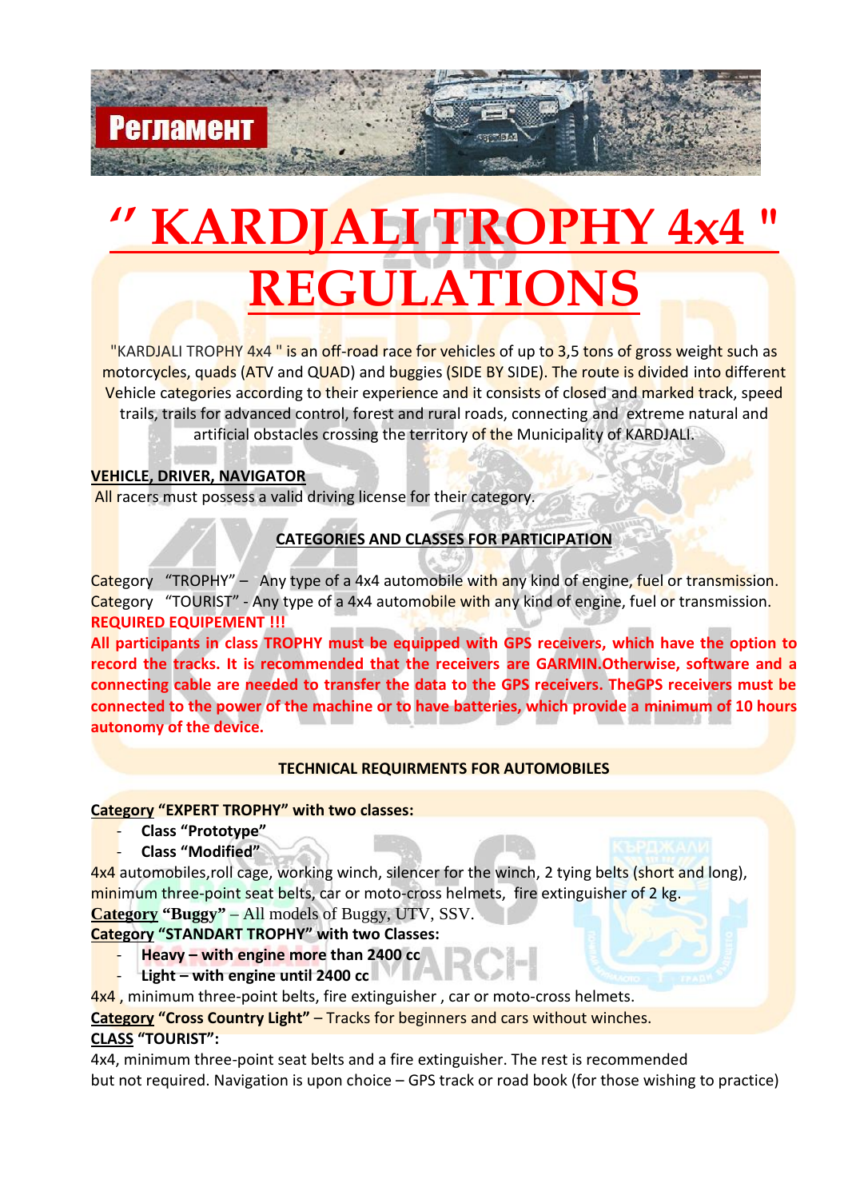Регламент

# " KARDJALI TROPHY 4x4 " REGULATIONS

"KARDJALI TROPHY 4x4 " is an off-road race for vehicles of up to 3,5 tons of gross weight such as motorcycles, quads (ATV and QUAD) and buggies (SIDE BY SIDE). The route is divided into different Vehicle categories according to their experience and it consists of closed and marked track, speed trails, trails for advanced control, forest and rural roads, connecting and extreme natural and artificial obstacles crossing the territory of the Municipality of KARDJALI.

**VEHICLE, DRIVER, NAVIGATOR**

All racers must possess a valid driving license for their category.

**CATEGORIES AND CLASSES FOR PARTICIPATION**

Category "TROPHY" – Any type of a 4x4 automobile with any kind of engine, fuel or transmission.
Category "TOURIST" - Any type of a 4x4 automobile with any kind of engine, fuel or transmission.

**REQUIRED EQUIPEMENT !!!**

**All participants in class TROPHY must be equipped with GPS receivers, which have the option to record the tracks. It is recommended that the receivers are GARMIN.Otherwise, software and a connecting cable are needed to transfer the data to the GPS receivers. TheGPS receivers must be connected to the power of the machine or to have batteries, which provide a minimum of 10 hours autonomy of the device.**

**TECHNICAL REQUIRMENTS FOR AUTOMOBILES**

**Category "EXPERT TROPHY" with two classes:**

- **Class "Prototype"**
- **Class "Modified"**

4x4 automobiles,roll cage, working winch, silencer for the winch, 2 tying belts (short and long), minimum three-point seat belts, car or moto-cross helmets, fire extinguisher of 2 kg.

**Category "Buggy"** – All models of Buggy, UTV, SSV.

**Category "STANDART TROPHY" with two Classes:**

- **Heavy – with engine more than 2400 cc**
- **Light – with engine until 2400 cc**

4x4 , minimum three-point belts, fire extinguisher , car or moto-cross helmets.

**Category "Cross Country Light"** – Tracks for beginners and cars without winches.

**CLASS "TOURIST":**

4x4, minimum three-point seat belts and a fire extinguisher. The rest is recommended but not required. Navigation is upon choice – GPS track or road book (for those wishing to practice)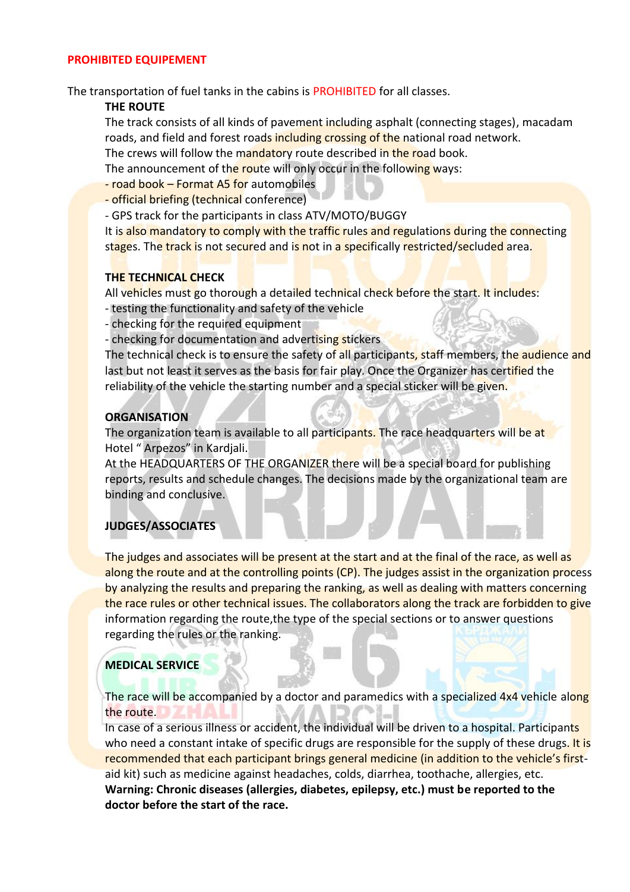## PROHIBITED EQUIPEMENT

The transportation of fuel tanks in the cabins is PROHIBITED for all classes.

### THE ROUTE

The track consists of all kinds of pavement including asphalt (connecting stages), macadam roads, and field and forest roads including crossing of the national road network.
The crews will follow the mandatory route described in the road book.
The announcement of the route will only occur in the following ways:

- road book – Format A5 for automobiles
- official briefing (technical conference)
- GPS track for the participants in class ATV/MOTO/BUGGY

It is also mandatory to comply with the traffic rules and regulations during the connecting stages. The track is not secured and is not in a specifically restricted/secluded area.

### THE TECHNICAL CHECK

All vehicles must go thorough a detailed technical check before the start. It includes:

- testing the functionality and safety of the vehicle
- checking for the required equipment
- checking for documentation and advertising stickers

The technical check is to ensure the safety of all participants, staff members, the audience and last but not least it serves as the basis for fair play. Once the Organizer has certified the reliability of the vehicle the starting number and a special sticker will be given.

### ORGANISATION

The organization team is available to all participants. The race headquarters will be at Hotel " Arpezos" in Kardjali.
At the HEADQUARTERS OF THE ORGANIZER there will be a special board for publishing reports, results and schedule changes. The decisions made by the organizational team are binding and conclusive.

### JUDGES/ASSOCIATES

The judges and associates will be present at the start and at the final of the race, as well as along the route and at the controlling points (CP). The judges assist in the organization process by analyzing the results and preparing the ranking, as well as dealing with matters concerning the race rules or other technical issues. The collaborators along the track are forbidden to give information regarding the route,the type of the special sections or to answer questions regarding the rules or the ranking.

### MEDICAL SERVICE

The race will be accompanied by a doctor and paramedics with a specialized 4x4 vehicle along the route.
In case of a serious illness or accident, the individual will be driven to a hospital. Participants who need a constant intake of specific drugs are responsible for the supply of these drugs. It is recommended that each participant brings general medicine (in addition to the vehicle's first-aid kit) such as medicine against headaches, colds, diarrhea, toothache, allergies, etc.
**Warning: Chronic diseases (allergies, diabetes, epilepsy, etc.) must be reported to the doctor before the start of the race.**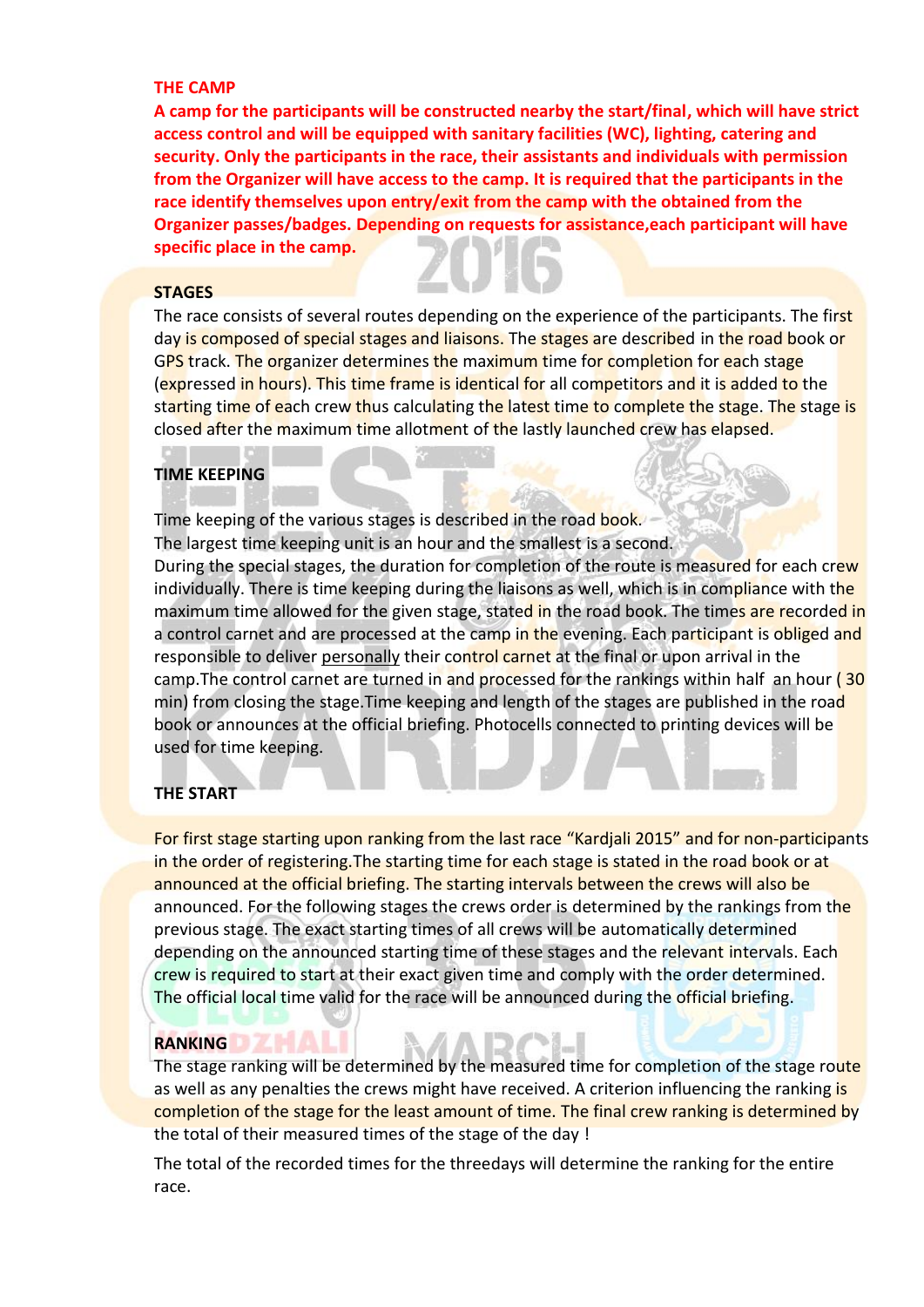## THE CAMP

**A camp for the participants will be constructed nearby the start/final, which will have strict access control and will be equipped with sanitary facilities (WC), lighting, catering and security. Only the participants in the race, their assistants and individuals with permission from the Organizer will have access to the camp. It is required that the participants in the race identify themselves upon entry/exit from the camp with the obtained from the Organizer passes/badges. Depending on requests for assistance,each participant will have specific place in the camp.**

## STAGES

The race consists of several routes depending on the experience of the participants. The first day is composed of special stages and liaisons. The stages are described in the road book or GPS track. The organizer determines the maximum time for completion for each stage (expressed in hours). This time frame is identical for all competitors and it is added to the starting time of each crew thus calculating the latest time to complete the stage. The stage is closed after the maximum time allotment of the lastly launched crew has elapsed.

## TIME KEEPING

Time keeping of the various stages is described in the road book.
The largest time keeping unit is an hour and the smallest is a second.
During the special stages, the duration for completion of the route is measured for each crew individually. There is time keeping during the liaisons as well, which is in compliance with the maximum time allowed for the given stage, stated in the road book. The times are recorded in a control carnet and are processed at the camp in the evening. Each participant is obliged and responsible to deliver personally their control carnet at the final or upon arrival in the camp.The control carnet are turned in and processed for the rankings within half an hour ( 30 min) from closing the stage.Time keeping and length of the stages are published in the road book or announces at the official briefing. Photocells connected to printing devices will be used for time keeping.

## THE START

For first stage starting upon ranking from the last race "Kardjali 2015" and for non-participants in the order of registering.The starting time for each stage is stated in the road book or at announced at the official briefing. The starting intervals between the crews will also be announced. For the following stages the crews order is determined by the rankings from the previous stage. The exact starting times of all crews will be automatically determined depending on the announced starting time of these stages and the relevant intervals. Each crew is required to start at their exact given time and comply with the order determined. The official local time valid for the race will be announced during the official briefing.

## RANKING

The stage ranking will be determined by the measured time for completion of the stage route as well as any penalties the crews might have received. A criterion influencing the ranking is completion of the stage for the least amount of time. The final crew ranking is determined by the total of their measured times of the stage of the day !

The total of the recorded times for the threedays will determine the ranking for the entire race.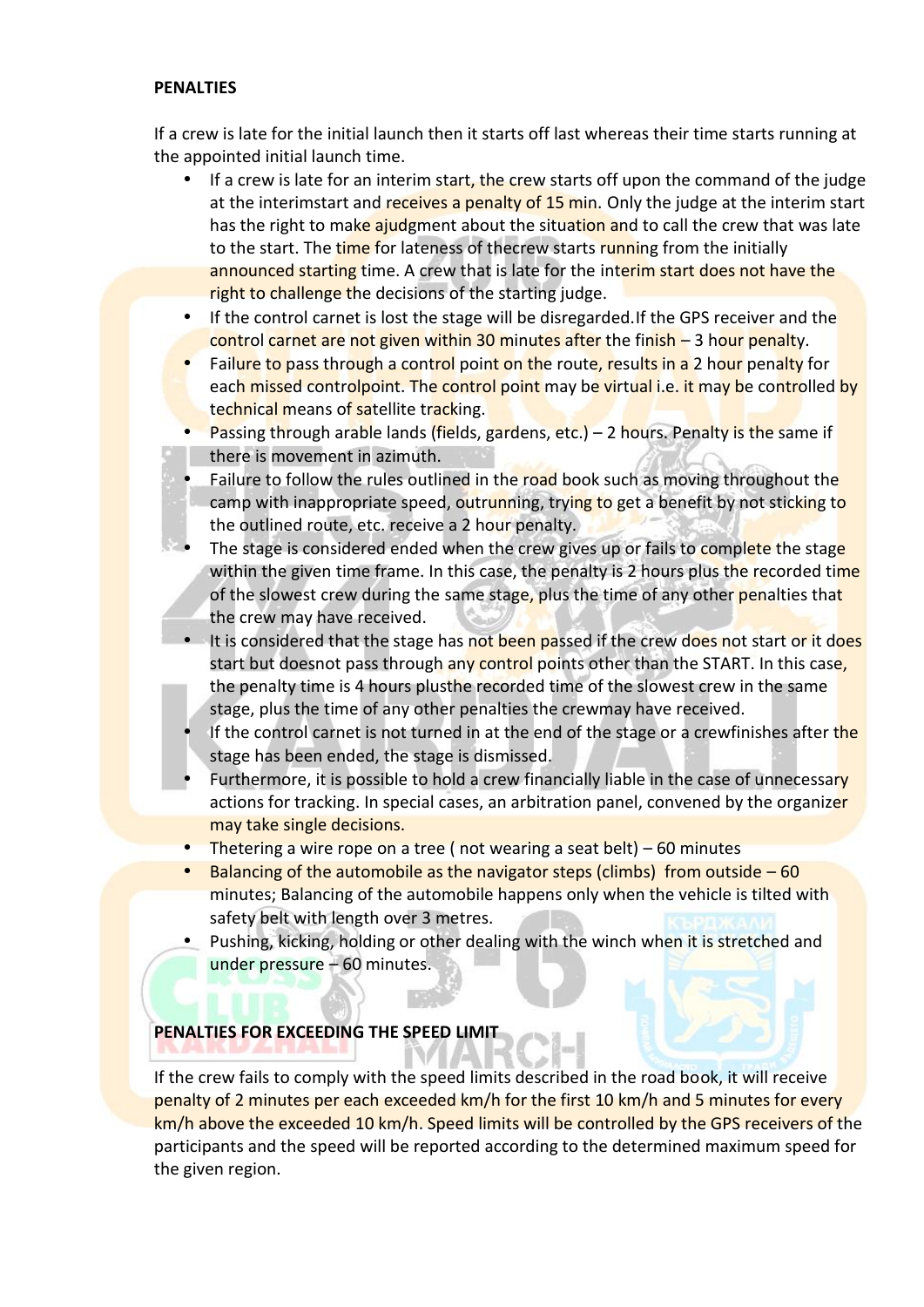## PENALTIES

If a crew is late for the initial launch then it starts off last whereas their time starts running at the appointed initial launch time.

- If a crew is late for an interim start, the crew starts off upon the command of the judge at the interimstart and receives a penalty of 15 min. Only the judge at the interim start has the right to make ajudgment about the situation and to call the crew that was late to the start. The time for lateness of thecrew starts running from the initially announced starting time. A crew that is late for the interim start does not have the right to challenge the decisions of the starting judge.
- If the control carnet is lost the stage will be disregarded.If the GPS receiver and the control carnet are not given within 30 minutes after the finish – 3 hour penalty.
- Failure to pass through a control point on the route, results in a 2 hour penalty for each missed controlpoint. The control point may be virtual i.e. it may be controlled by technical means of satellite tracking.
- Passing through arable lands (fields, gardens, etc.) – 2 hours. Penalty is the same if there is movement in azimuth.
- Failure to follow the rules outlined in the road book such as moving throughout the camp with inappropriate speed, outrunning, trying to get a benefit by not sticking to the outlined route, etc. receive a 2 hour penalty.
- The stage is considered ended when the crew gives up or fails to complete the stage within the given time frame. In this case, the penalty is 2 hours plus the recorded time of the slowest crew during the same stage, plus the time of any other penalties that the crew may have received.
- It is considered that the stage has not been passed if the crew does not start or it does start but doesnot pass through any control points other than the START. In this case, the penalty time is 4 hours plusthe recorded time of the slowest crew in the same stage, plus the time of any other penalties the crewmay have received.
- If the control carnet is not turned in at the end of the stage or a crewfinishes after the stage has been ended, the stage is dismissed.
- Furthermore, it is possible to hold a crew financially liable in the case of unnecessary actions for tracking. In special cases, an arbitration panel, convened by the organizer may take single decisions.
- Thetering a wire rope on a tree ( not wearing a seat belt) – 60 minutes
- Balancing of the automobile as the navigator steps (climbs) from outside – 60 minutes; Balancing of the automobile happens only when the vehicle is tilted with safety belt with length over 3 metres.
- Pushing, kicking, holding or other dealing with the winch when it is stretched and under pressure – 60 minutes.

## PENALTIES FOR EXCEEDING THE SPEED LIMIT

If the crew fails to comply with the speed limits described in the road book, it will receive penalty of 2 minutes per each exceeded km/h for the first 10 km/h and 5 minutes for every km/h above the exceeded 10 km/h. Speed limits will be controlled by the GPS receivers of the participants and the speed will be reported according to the determined maximum speed for the given region.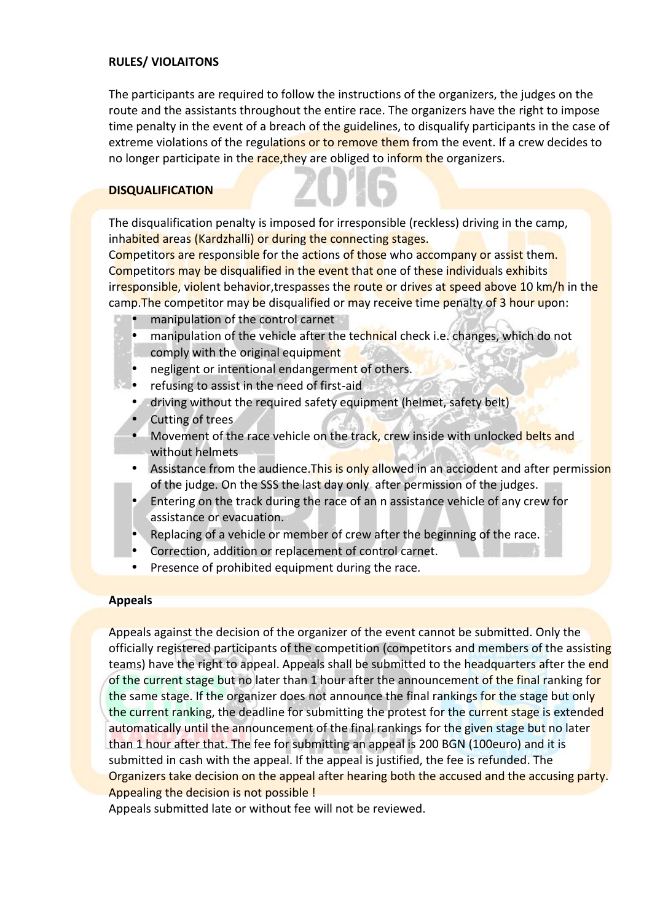**RULES/ VIOLAITONS**

The participants are required to follow the instructions of the organizers, the judges on the route and the assistants throughout the entire race. The organizers have the right to impose time penalty in the event of a breach of the guidelines, to disqualify participants in the case of extreme violations of the regulations or to remove them from the event. If a crew decides to no longer participate in the race,they are obliged to inform the organizers.

**DISQUALIFICATION**

The disqualification penalty is imposed for irresponsible (reckless) driving in the camp, inhabited areas (Kardzhalli) or during the connecting stages.
Competitors are responsible for the actions of those who accompany or assist them. Competitors may be disqualified in the event that one of these individuals exhibits irresponsible, violent behavior,trespasses the route or drives at speed above 10 km/h in the camp.The competitor may be disqualified or may receive time penalty of 3 hour upon:

- manipulation of the control carnet
- manipulation of the vehicle after the technical check i.e. changes, which do not comply with the original equipment
- negligent or intentional endangerment of others.
- refusing to assist in the need of first-aid
- driving without the required safety equipment (helmet, safety belt)
- Cutting of trees
- Movement of the race vehicle on the track, crew inside with unlocked belts and without helmets
- Assistance from the audience.This is only allowed in an acciodent and after permission of the judge. On the SSS the last day only after permission of the judges.
- Entering on the track during the race of an n assistance vehicle of any crew for assistance or evacuation.
- Replacing of a vehicle or member of crew after the beginning of the race.
- Correction, addition or replacement of control carnet.
- Presence of prohibited equipment during the race.

**Appeals**

Appeals against the decision of the organizer of the event cannot be submitted. Only the officially registered participants of the competition (competitors and members of the assisting teams) have the right to appeal. Appeals shall be submitted to the headquarters after the end of the current stage but no later than 1 hour after the announcement of the final ranking for the same stage. If the organizer does not announce the final rankings for the stage but only the current ranking, the deadline for submitting the protest for the current stage is extended automatically until the announcement of the final rankings for the given stage but no later than 1 hour after that. The fee for submitting an appeal is 200 BGN (100euro) and it is submitted in cash with the appeal. If the appeal is justified, the fee is refunded. The Organizers take decision on the appeal after hearing both the accused and the accusing party. Appealing the decision is not possible !
Appeals submitted late or without fee will not be reviewed.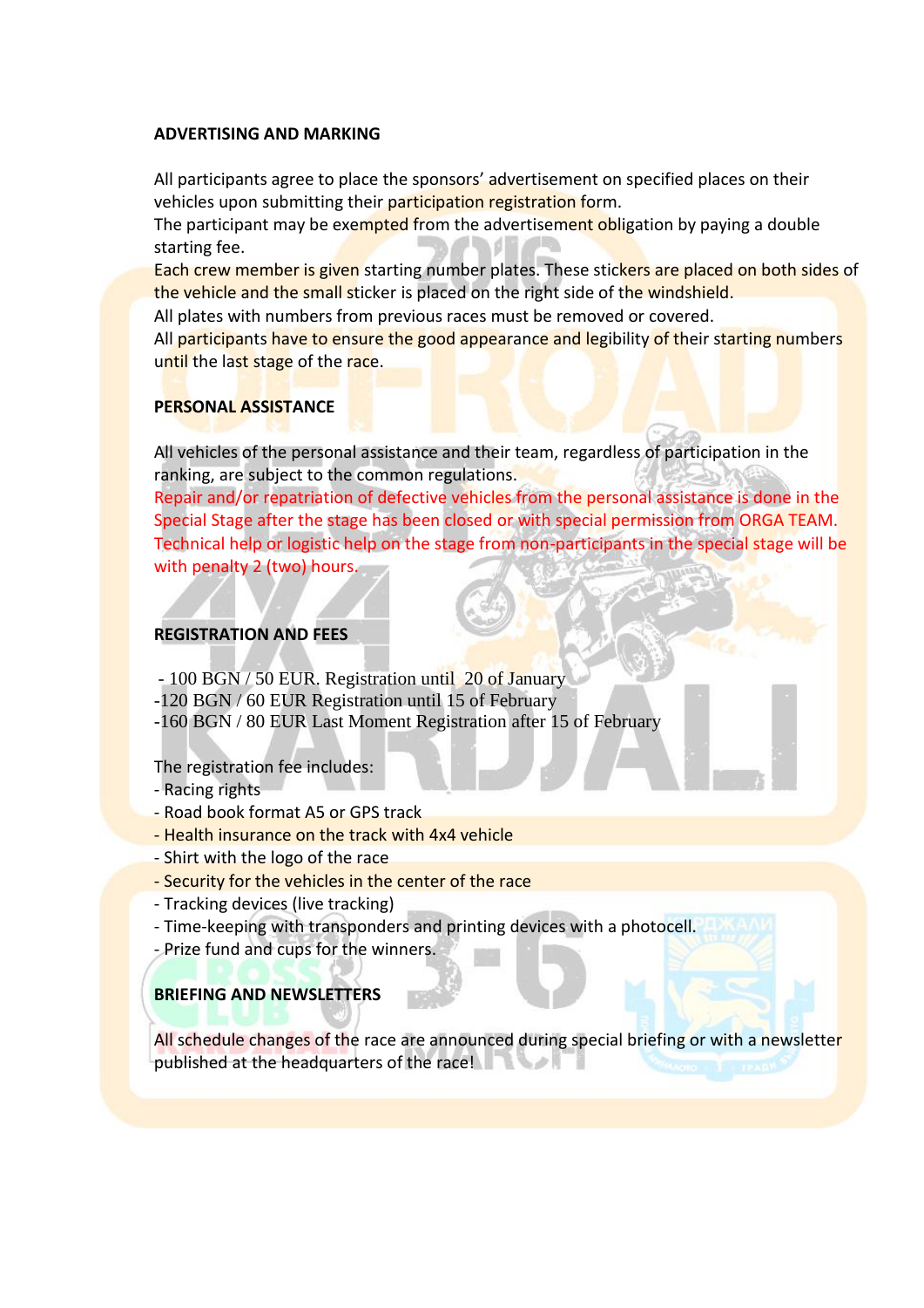## ADVERTISING AND MARKING

All participants agree to place the sponsors' advertisement on specified places on their vehicles upon submitting their participation registration form.
The participant may be exempted from the advertisement obligation by paying a double starting fee.
Each crew member is given starting number plates. These stickers are placed on both sides of the vehicle and the small sticker is placed on the right side of the windshield.
All plates with numbers from previous races must be removed or covered.
All participants have to ensure the good appearance and legibility of their starting numbers until the last stage of the race.

## PERSONAL ASSISTANCE

All vehicles of the personal assistance and their team, regardless of participation in the ranking, are subject to the common regulations.
Repair and/or repatriation of defective vehicles from the personal assistance is done in the Special Stage after the stage has been closed or with special permission from ORGA TEAM.
Technical help or logistic help on the stage from non-participants in the special stage will be with penalty 2 (two) hours.

## REGISTRATION AND FEES

- 100 BGN / 50 EUR. Registration until 20 of January
- 120 BGN / 60 EUR Registration until 15 of February
- 160 BGN / 80 EUR Last Moment Registration after 15 of February

The registration fee includes:

- Racing rights
- Road book format A5 or GPS track
- Health insurance on the track with 4x4 vehicle
- Shirt with the logo of the race
- Security for the vehicles in the center of the race
- Tracking devices (live tracking)
- Time-keeping with transponders and printing devices with a photocell.
- Prize fund and cups for the winners.

## BRIEFING AND NEWSLETTERS

All schedule changes of the race are announced during special briefing or with a newsletter published at the headquarters of the race!